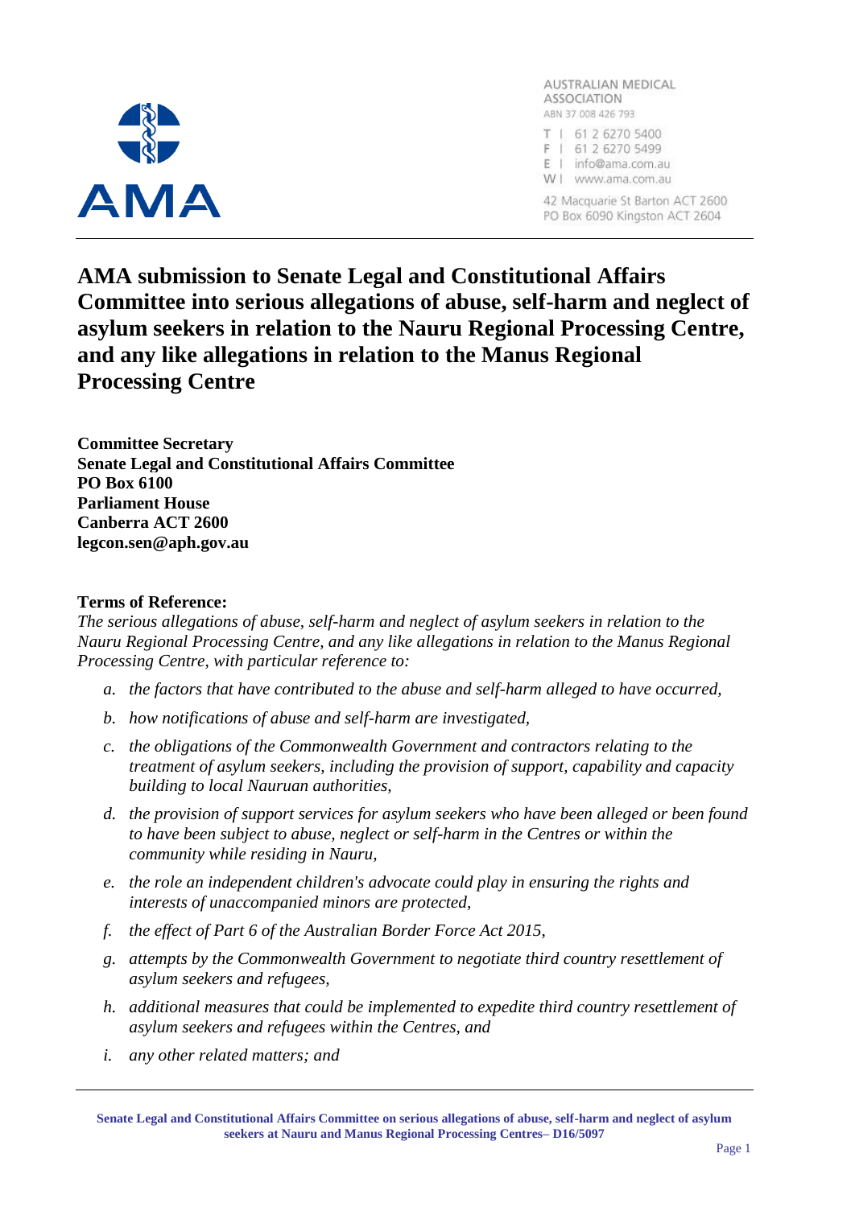AMA

AUSTRALIAN MEDICAL ASSOCIATION
ABN 37 008 426 793

T | 61 2 6270 5400
F | 61 2 6270 5499
E | info@ama.com.au
W | www.ama.com.au

42 Macquarie St Barton ACT 2600
PO Box 6090 Kingston ACT 2604

# AMA submission to Senate Legal and Constitutional Affairs Committee into serious allegations of abuse, self-harm and neglect of asylum seekers in relation to the Nauru Regional Processing Centre, and any like allegations in relation to the Manus Regional Processing Centre

**Committee Secretary**
**Senate Legal and Constitutional Affairs Committee**
**PO Box 6100**
**Parliament House**
**Canberra ACT 2600**
**legcon.sen@aph.gov.au**

**Terms of Reference:**
*The serious allegations of abuse, self-harm and neglect of asylum seekers in relation to the Nauru Regional Processing Centre, and any like allegations in relation to the Manus Regional Processing Centre, with particular reference to:*

- a. *the factors that have contributed to the abuse and self-harm alleged to have occurred,*
- b. *how notifications of abuse and self-harm are investigated,*
- c. *the obligations of the Commonwealth Government and contractors relating to the treatment of asylum seekers, including the provision of support, capability and capacity building to local Nauruan authorities,*
- d. *the provision of support services for asylum seekers who have been alleged or been found to have been subject to abuse, neglect or self-harm in the Centres or within the community while residing in Nauru,*
- e. *the role an independent children's advocate could play in ensuring the rights and interests of unaccompanied minors are protected,*
- f. *the effect of Part 6 of the Australian Border Force Act 2015,*
- g. *attempts by the Commonwealth Government to negotiate third country resettlement of asylum seekers and refugees,*
- h. *additional measures that could be implemented to expedite third country resettlement of asylum seekers and refugees within the Centres, and*
- i. *any other related matters; and*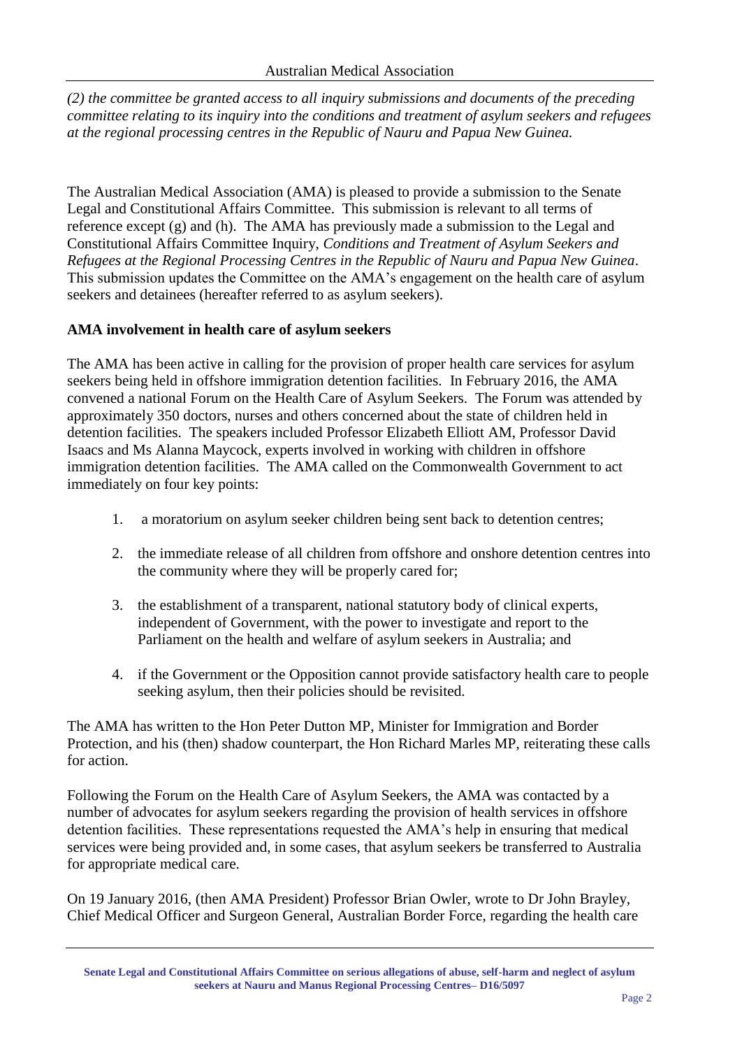*(2) the committee be granted access to all inquiry submissions and documents of the preceding committee relating to its inquiry into the conditions and treatment of asylum seekers and refugees at the regional processing centres in the Republic of Nauru and Papua New Guinea.*

The Australian Medical Association (AMA) is pleased to provide a submission to the Senate Legal and Constitutional Affairs Committee. This submission is relevant to all terms of reference except (g) and (h). The AMA has previously made a submission to the Legal and Constitutional Affairs Committee Inquiry, *Conditions and Treatment of Asylum Seekers and Refugees at the Regional Processing Centres in the Republic of Nauru and Papua New Guinea*. This submission updates the Committee on the AMA's engagement on the health care of asylum seekers and detainees (hereafter referred to as asylum seekers).

**AMA involvement in health care of asylum seekers**

The AMA has been active in calling for the provision of proper health care services for asylum seekers being held in offshore immigration detention facilities. In February 2016, the AMA convened a national Forum on the Health Care of Asylum Seekers. The Forum was attended by approximately 350 doctors, nurses and others concerned about the state of children held in detention facilities. The speakers included Professor Elizabeth Elliott AM, Professor David Isaacs and Ms Alanna Maycock, experts involved in working with children in offshore immigration detention facilities. The AMA called on the Commonwealth Government to act immediately on four key points:

1. a moratorium on asylum seeker children being sent back to detention centres;
2. the immediate release of all children from offshore and onshore detention centres into the community where they will be properly cared for;
3. the establishment of a transparent, national statutory body of clinical experts, independent of Government, with the power to investigate and report to the Parliament on the health and welfare of asylum seekers in Australia; and
4. if the Government or the Opposition cannot provide satisfactory health care to people seeking asylum, then their policies should be revisited.

The AMA has written to the Hon Peter Dutton MP, Minister for Immigration and Border Protection, and his (then) shadow counterpart, the Hon Richard Marles MP, reiterating these calls for action.

Following the Forum on the Health Care of Asylum Seekers, the AMA was contacted by a number of advocates for asylum seekers regarding the provision of health services in offshore detention facilities. These representations requested the AMA's help in ensuring that medical services were being provided and, in some cases, that asylum seekers be transferred to Australia for appropriate medical care.

On 19 January 2016, (then AMA President) Professor Brian Owler, wrote to Dr John Brayley, Chief Medical Officer and Surgeon General, Australian Border Force, regarding the health care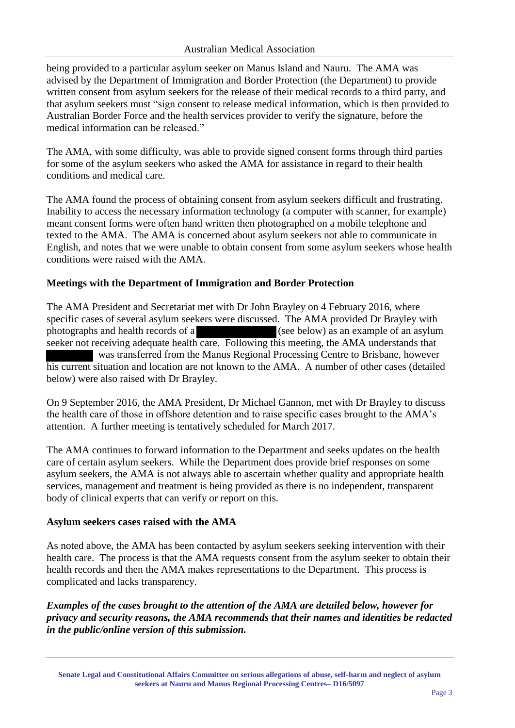being provided to a particular asylum seeker on Manus Island and Nauru. The AMA was advised by the Department of Immigration and Border Protection (the Department) to provide written consent from asylum seekers for the release of their medical records to a third party, and that asylum seekers must "sign consent to release medical information, which is then provided to Australian Border Force and the health services provider to verify the signature, before the medical information can be released."

The AMA, with some difficulty, was able to provide signed consent forms through third parties for some of the asylum seekers who asked the AMA for assistance in regard to their health conditions and medical care.

The AMA found the process of obtaining consent from asylum seekers difficult and frustrating. Inability to access the necessary information technology (a computer with scanner, for example) meant consent forms were often hand written then photographed on a mobile telephone and texted to the AMA. The AMA is concerned about asylum seekers not able to communicate in English, and notes that we were unable to obtain consent from some asylum seekers whose health conditions were raised with the AMA.

**Meetings with the Department of Immigration and Border Protection**

The AMA President and Secretariat met with Dr John Brayley on 4 February 2016, where specific cases of several asylum seekers were discussed. The AMA provided Dr Brayley with photographs and health records of a ██████████ (see below) as an example of an asylum seeker not receiving adequate health care. Following this meeting, the AMA understands that ██████ was transferred from the Manus Regional Processing Centre to Brisbane, however his current situation and location are not known to the AMA. A number of other cases (detailed below) were also raised with Dr Brayley.

On 9 September 2016, the AMA President, Dr Michael Gannon, met with Dr Brayley to discuss the health care of those in offshore detention and to raise specific cases brought to the AMA's attention. A further meeting is tentatively scheduled for March 2017.

The AMA continues to forward information to the Department and seeks updates on the health care of certain asylum seekers. While the Department does provide brief responses on some asylum seekers, the AMA is not always able to ascertain whether quality and appropriate health services, management and treatment is being provided as there is no independent, transparent body of clinical experts that can verify or report on this.

**Asylum seekers cases raised with the AMA**

As noted above, the AMA has been contacted by asylum seekers seeking intervention with their health care. The process is that the AMA requests consent from the asylum seeker to obtain their health records and then the AMA makes representations to the Department. This process is complicated and lacks transparency.

***Examples of the cases brought to the attention of the AMA are detailed below, however for privacy and security reasons, the AMA recommends that their names and identities be redacted in the public/online version of this submission.***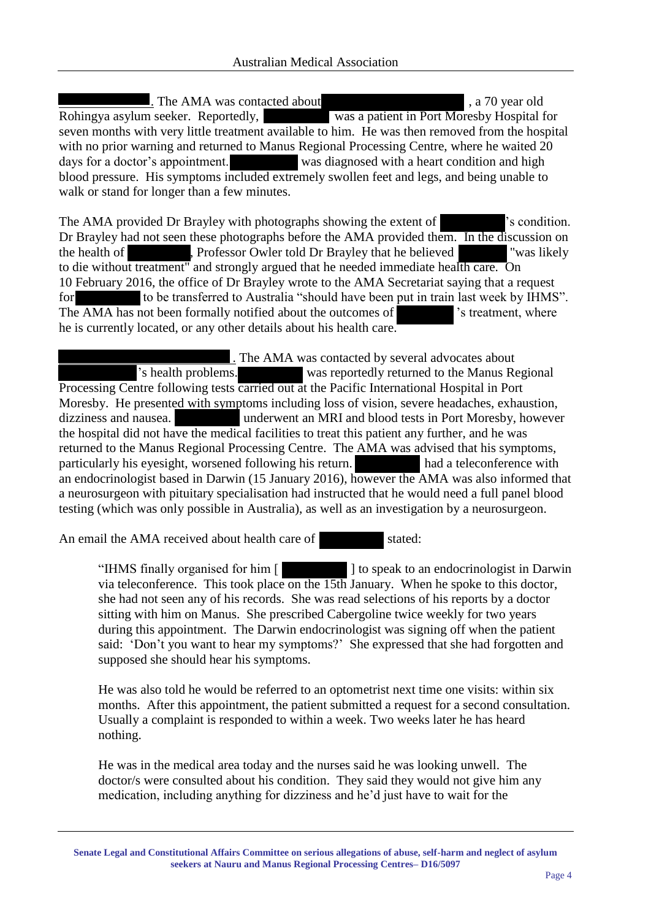. The AMA was contacted about , a 70 year old Rohingya asylum seeker. Reportedly, was a patient in Port Moresby Hospital for seven months with very little treatment available to him. He was then removed from the hospital with no prior warning and returned to Manus Regional Processing Centre, where he waited 20 days for a doctor's appointment. was diagnosed with a heart condition and high blood pressure. His symptoms included extremely swollen feet and legs, and being unable to walk or stand for longer than a few minutes.

The AMA provided Dr Brayley with photographs showing the extent of 's condition. Dr Brayley had not seen these photographs before the AMA provided them. In the discussion on the health of , Professor Owler told Dr Brayley that he believed "was likely to die without treatment" and strongly argued that he needed immediate health care. On 10 February 2016, the office of Dr Brayley wrote to the AMA Secretariat saying that a request for to be transferred to Australia "should have been put in train last week by IHMS". The AMA has not been formally notified about the outcomes of 's treatment, where he is currently located, or any other details about his health care.

. The AMA was contacted by several advocates about 's health problems. was reportedly returned to the Manus Regional Processing Centre following tests carried out at the Pacific International Hospital in Port Moresby. He presented with symptoms including loss of vision, severe headaches, exhaustion, dizziness and nausea. underwent an MRI and blood tests in Port Moresby, however the hospital did not have the medical facilities to treat this patient any further, and he was returned to the Manus Regional Processing Centre. The AMA was advised that his symptoms, particularly his eyesight, worsened following his return. had a teleconference with an endocrinologist based in Darwin (15 January 2016), however the AMA was also informed that a neurosurgeon with pituitary specialisation had instructed that he would need a full panel blood testing (which was only possible in Australia), as well as an investigation by a neurosurgeon.

An email the AMA received about health care of stated:

> "IHMS finally organised for him [ ] to speak to an endocrinologist in Darwin via teleconference. This took place on the 15th January. When he spoke to this doctor, she had not seen any of his records. She was read selections of his reports by a doctor sitting with him on Manus. She prescribed Cabergoline twice weekly for two years during this appointment. The Darwin endocrinologist was signing off when the patient said: 'Don't you want to hear my symptoms?' She expressed that she had forgotten and supposed she should hear his symptoms.
>
> He was also told he would be referred to an optometrist next time one visits: within six months. After this appointment, the patient submitted a request for a second consultation. Usually a complaint is responded to within a week. Two weeks later he has heard nothing.
>
> He was in the medical area today and the nurses said he was looking unwell. The doctor/s were consulted about his condition. They said they would not give him any medication, including anything for dizziness and he'd just have to wait for the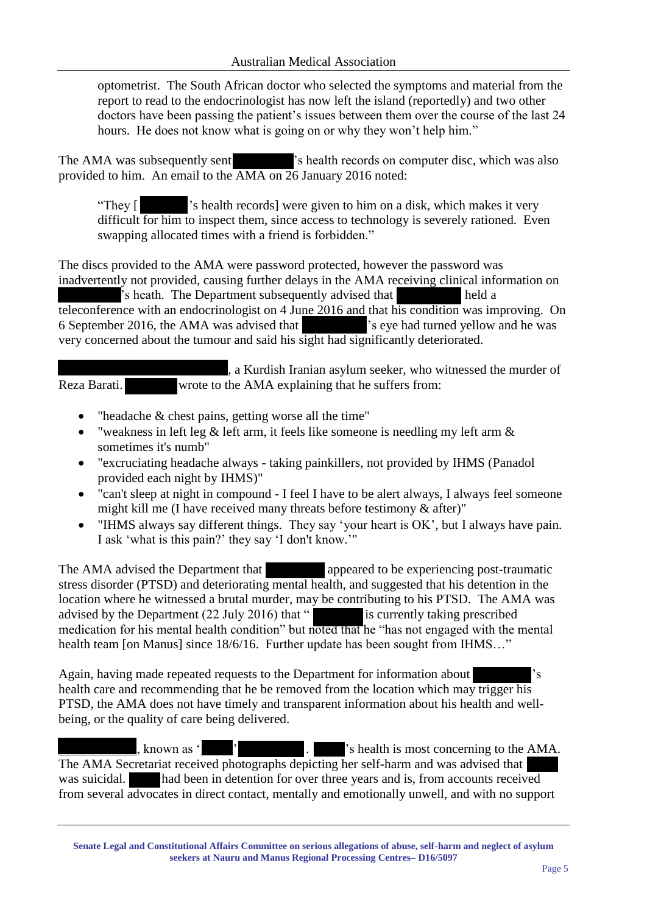optometrist. The South African doctor who selected the symptoms and material from the report to read to the endocrinologist has now left the island (reportedly) and two other doctors have been passing the patient's issues between them over the course of the last 24 hours. He does not know what is going on or why they won't help him."

The AMA was subsequently sent ████████'s health records on computer disc, which was also provided to him. An email to the AMA on 26 January 2016 noted:

> "They [████████'s health records] were given to him on a disk, which makes it very difficult for him to inspect them, since access to technology is severely rationed. Even swapping allocated times with a friend is forbidden."

The discs provided to the AMA were password protected, however the password was inadvertently not provided, causing further delays in the AMA receiving clinical information on ████████'s heath. The Department subsequently advised that ████████ held a teleconference with an endocrinologist on 4 June 2016 and that his condition was improving. On 6 September 2016, the AMA was advised that ████████'s eye had turned yellow and he was very concerned about the tumour and said his sight had significantly deteriorated.

████████████████████, a Kurdish Iranian asylum seeker, who witnessed the murder of Reza Barati. ████████ wrote to the AMA explaining that he suffers from:

- "headache & chest pains, getting worse all the time"
- "weakness in left leg & left arm, it feels like someone is needling my left arm & sometimes it's numb"
- "excruciating headache always - taking painkillers, not provided by IHMS (Panadol provided each night by IHMS)"
- "can't sleep at night in compound - I feel I have to be alert always, I always feel someone might kill me (I have received many threats before testimony & after)"
- "IHMS always say different things. They say 'your heart is OK', but I always have pain. I ask 'what is this pain?' they say 'I don't know.'"

The AMA advised the Department that ████████ appeared to be experiencing post-traumatic stress disorder (PTSD) and deteriorating mental health, and suggested that his detention in the location where he witnessed a brutal murder, may be contributing to his PTSD. The AMA was advised by the Department (22 July 2016) that "████████ is currently taking prescribed medication for his mental health condition" but noted that he "has not engaged with the mental health team [on Manus] since 18/6/16. Further update has been sought from IHMS…"

Again, having made repeated requests to the Department for information about ████████'s health care and recommending that he be removed from the location which may trigger his PTSD, the AMA does not have timely and transparent information about his health and well-being, or the quality of care being delivered.

████████, known as '████' ████████. ████'s health is most concerning to the AMA. The AMA Secretariat received photographs depicting her self-harm and was advised that ████ was suicidal. ████ had been in detention for over three years and is, from accounts received from several advocates in direct contact, mentally and emotionally unwell, and with no support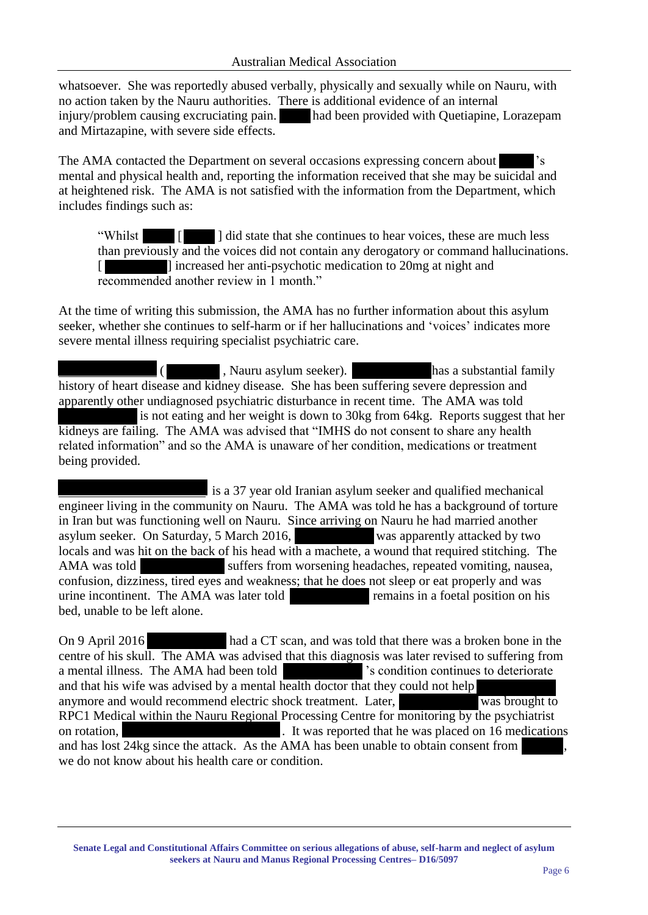whatsoever. She was reportedly abused verbally, physically and sexually while on Nauru, with no action taken by the Nauru authorities. There is additional evidence of an internal injury/problem causing excruciating pain. ████ had been provided with Quetiapine, Lorazepam and Mirtazapine, with severe side effects.

The AMA contacted the Department on several occasions expressing concern about ████'s mental and physical health and, reporting the information received that she may be suicidal and at heightened risk. The AMA is not satisfied with the information from the Department, which includes findings such as:

> "Whilst ████ [████] did state that she continues to hear voices, these are much less than previously and the voices did not contain any derogatory or command hallucinations. [████████] increased her anti-psychotic medication to 20mg at night and recommended another review in 1 month."

At the time of writing this submission, the AMA has no further information about this asylum seeker, whether she continues to self-harm or if her hallucinations and 'voices' indicates more severe mental illness requiring specialist psychiatric care.

████████████ (██████, Nauru asylum seeker). ██████████ has a substantial family history of heart disease and kidney disease. She has been suffering severe depression and apparently other undiagnosed psychiatric disturbance in recent time. The AMA was told ██████████ is not eating and her weight is down to 30kg from 64kg. Reports suggest that her kidneys are failing. The AMA was advised that "IMHS do not consent to share any health related information" and so the AMA is unaware of her condition, medications or treatment being provided.

████████████████████ is a 37 year old Iranian asylum seeker and qualified mechanical engineer living in the community on Nauru. The AMA was told he has a background of torture in Iran but was functioning well on Nauru. Since arriving on Nauru he had married another asylum seeker. On Saturday, 5 March 2016, ██████████ was apparently attacked by two locals and was hit on the back of his head with a machete, a wound that required stitching. The AMA was told ██████████ suffers from worsening headaches, repeated vomiting, nausea, confusion, dizziness, tired eyes and weakness; that he does not sleep or eat properly and was urine incontinent. The AMA was later told ██████████ remains in a foetal position on his bed, unable to be left alone.

On 9 April 2016 ██████████ had a CT scan, and was told that there was a broken bone in the centre of his skull. The AMA was advised that this diagnosis was later revised to suffering from a mental illness. The AMA had been told ██████████'s condition continues to deteriorate and that his wife was advised by a mental health doctor that they could not help ██████████ anymore and would recommend electric shock treatment. Later, ██████████ was brought to RPC1 Medical within the Nauru Regional Processing Centre for monitoring by the psychiatrist on rotation, ████████████████████. It was reported that he was placed on 16 medications and has lost 24kg since the attack. As the AMA has been unable to obtain consent from ██████, we do not know about his health care or condition.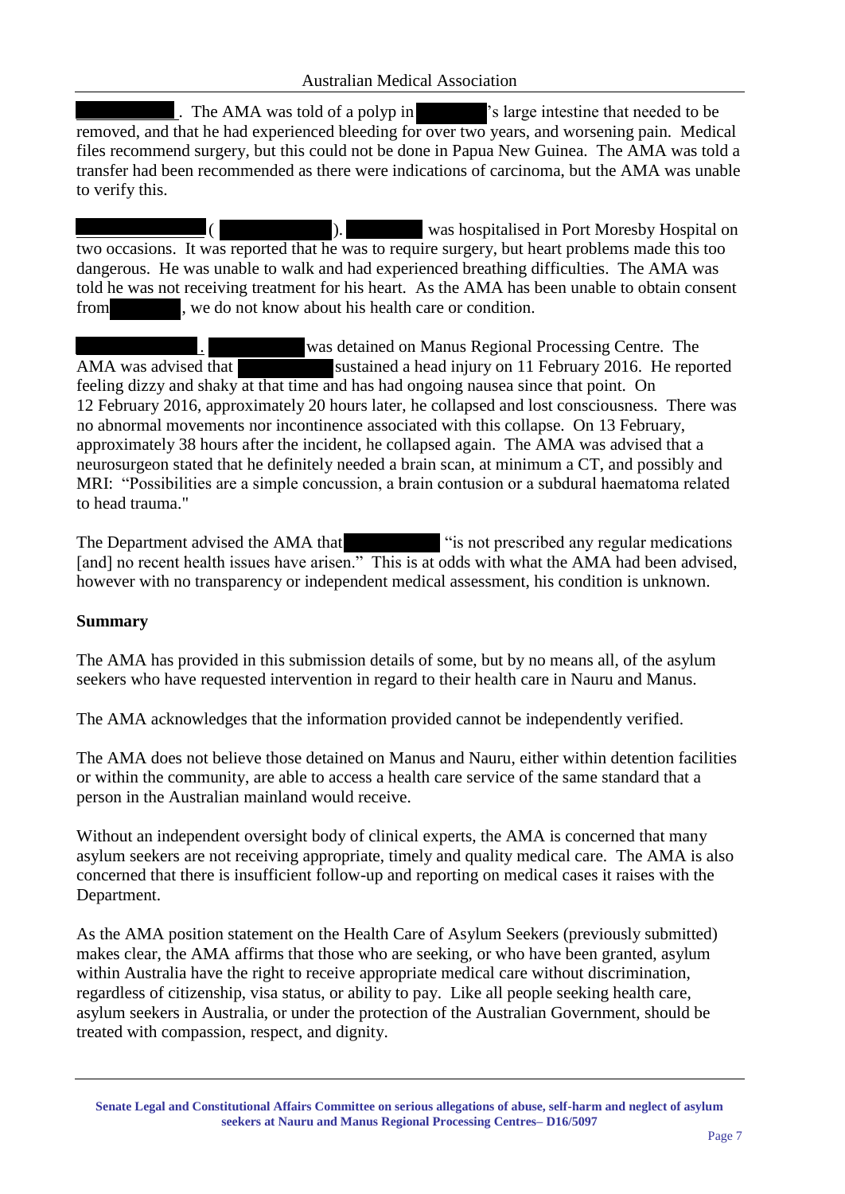. The AMA was told of a polyp in 's large intestine that needed to be removed, and that he had experienced bleeding for over two years, and worsening pain. Medical files recommend surgery, but this could not be done in Papua New Guinea. The AMA was told a transfer had been recommended as there were indications of carcinoma, but the AMA was unable to verify this.

( ). was hospitalised in Port Moresby Hospital on two occasions. It was reported that he was to require surgery, but heart problems made this too dangerous. He was unable to walk and had experienced breathing difficulties. The AMA was told he was not receiving treatment for his heart. As the AMA has been unable to obtain consent from , we do not know about his health care or condition.

. was detained on Manus Regional Processing Centre. The AMA was advised that sustained a head injury on 11 February 2016. He reported feeling dizzy and shaky at that time and has had ongoing nausea since that point. On 12 February 2016, approximately 20 hours later, he collapsed and lost consciousness. There was no abnormal movements nor incontinence associated with this collapse. On 13 February, approximately 38 hours after the incident, he collapsed again. The AMA was advised that a neurosurgeon stated that he definitely needed a brain scan, at minimum a CT, and possibly and MRI: "Possibilities are a simple concussion, a brain contusion or a subdural haematoma related to head trauma."

The Department advised the AMA that "is not prescribed any regular medications [and] no recent health issues have arisen." This is at odds with what the AMA had been advised, however with no transparency or independent medical assessment, his condition is unknown.

**Summary**

The AMA has provided in this submission details of some, but by no means all, of the asylum seekers who have requested intervention in regard to their health care in Nauru and Manus.

The AMA acknowledges that the information provided cannot be independently verified.

The AMA does not believe those detained on Manus and Nauru, either within detention facilities or within the community, are able to access a health care service of the same standard that a person in the Australian mainland would receive.

Without an independent oversight body of clinical experts, the AMA is concerned that many asylum seekers are not receiving appropriate, timely and quality medical care. The AMA is also concerned that there is insufficient follow-up and reporting on medical cases it raises with the Department.

As the AMA position statement on the Health Care of Asylum Seekers (previously submitted) makes clear, the AMA affirms that those who are seeking, or who have been granted, asylum within Australia have the right to receive appropriate medical care without discrimination, regardless of citizenship, visa status, or ability to pay. Like all people seeking health care, asylum seekers in Australia, or under the protection of the Australian Government, should be treated with compassion, respect, and dignity.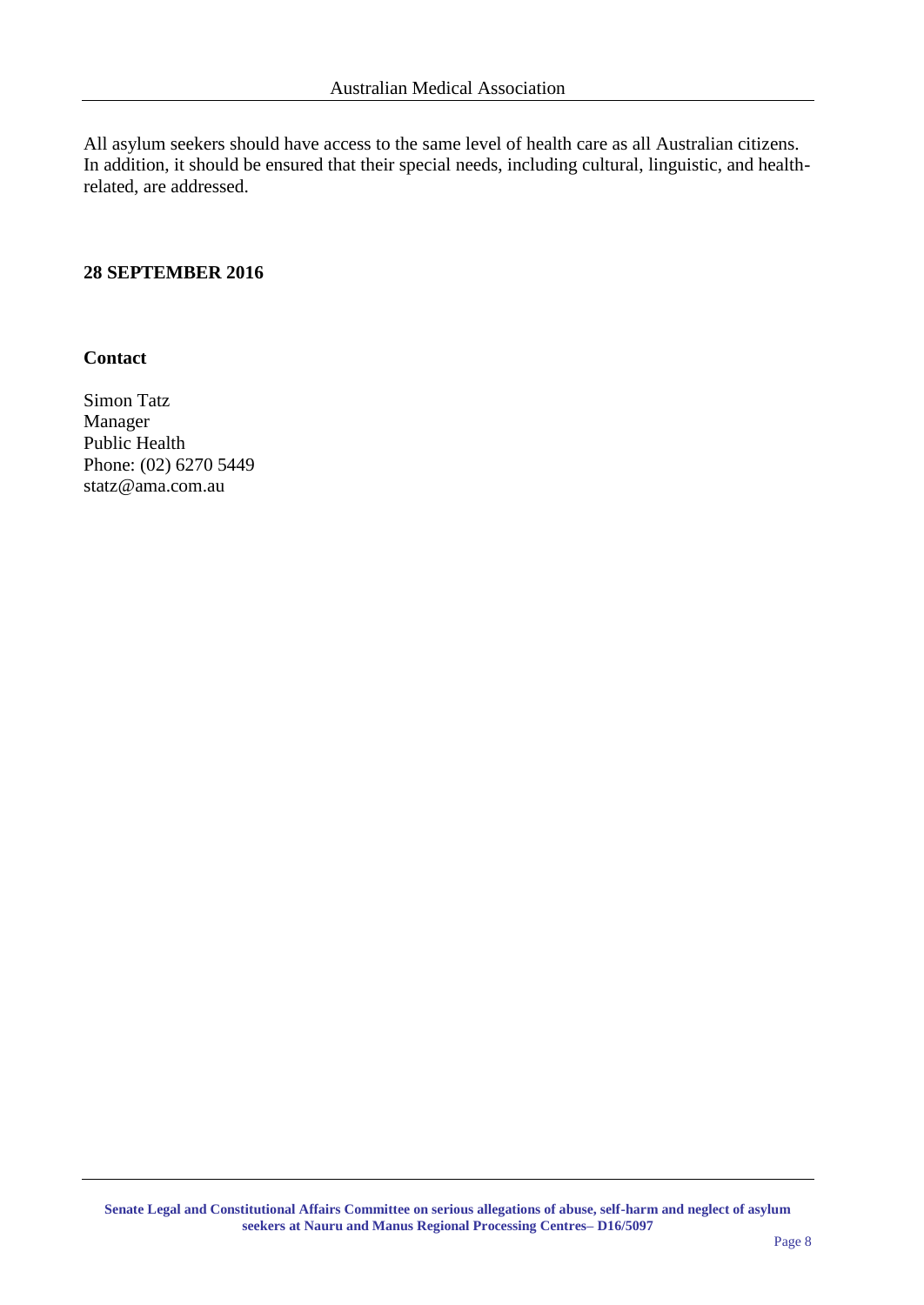All asylum seekers should have access to the same level of health care as all Australian citizens. In addition, it should be ensured that their special needs, including cultural, linguistic, and health-related, are addressed.

**28 SEPTEMBER 2016**

**Contact**

Simon Tatz
Manager
Public Health
Phone: (02) 6270 5449
statz@ama.com.au